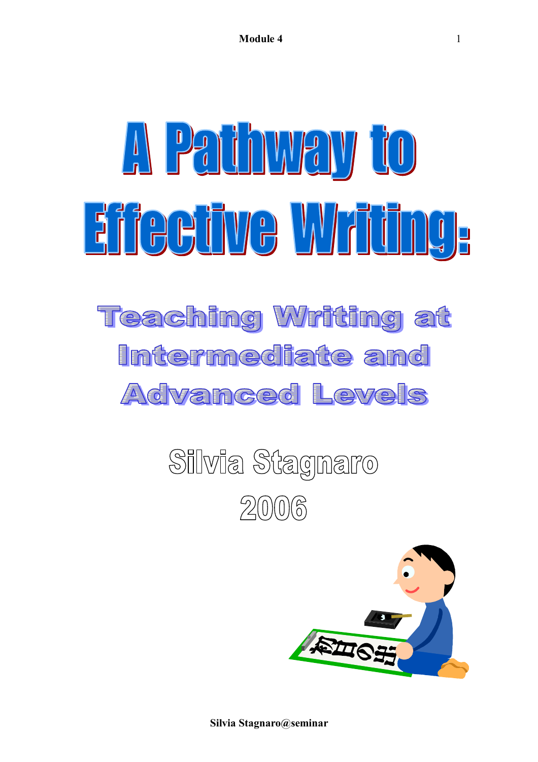# A Pathway to Effective Writing:

## Teaching Writing at Intermediate and Advanced Levels

Silvia Stagnaro

2006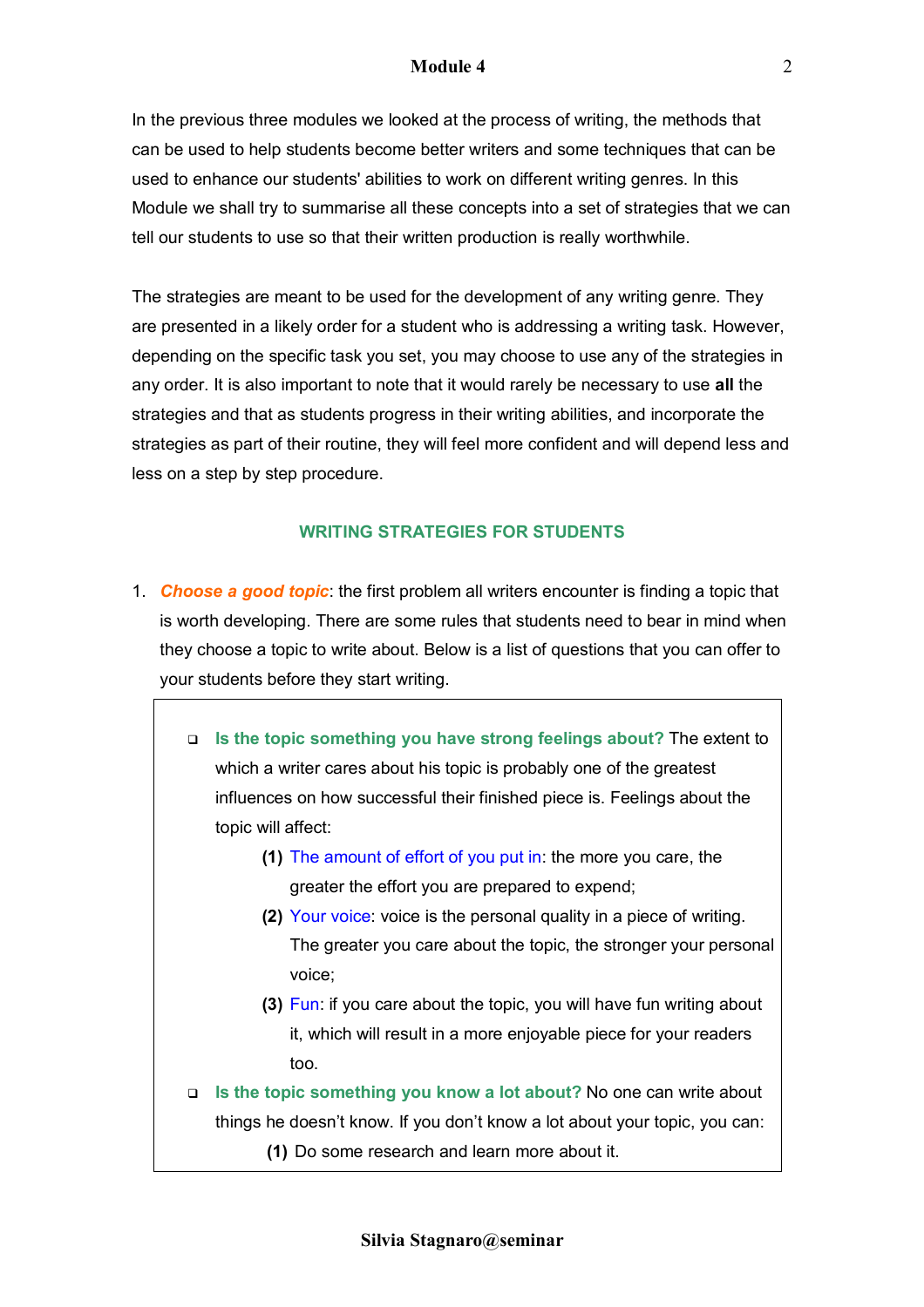In the previous three modules we looked at the process of writing, the methods that can be used to help students become better writers and some techniques that can be used to enhance our students' abilities to work on different writing genres. In this Module we shall try to summarise all these concepts into a set of strategies that we can tell our students to use so that their written production is really worthwhile.

The strategies are meant to be used for the development of any writing genre. They are presented in a likely order for a student who is addressing a writing task. However, depending on the specific task you set, you may choose to use any of the strategies in any order. It is also important to note that it would rarely be necessary to use **all** the strategies and that as students progress in their writing abilities, and incorporate the strategies as part of their routine, they will feel more confident and will depend less and less on a step by step procedure.

## WRITING STRATEGIES FOR STUDENTS

1. ***Choose a good topic***: the first problem all writers encounter is finding a topic that is worth developing. There are some rules that students need to bear in mind when they choose a topic to write about. Below is a list of questions that you can offer to your students before they start writing.

> - **Is the topic something you have strong feelings about?** The extent to which a writer cares about his topic is probably one of the greatest influences on how successful their finished piece is. Feelings about the topic will affect:
>     **(1)** The amount of effort of you put in: the more you care, the greater the effort you are prepared to expend;
>     **(2)** Your voice: voice is the personal quality in a piece of writing. The greater you care about the topic, the stronger your personal voice;
>     **(3)** Fun: if you care about the topic, you will have fun writing about it, which will result in a more enjoyable piece for your readers too.
> - **Is the topic something you know a lot about?** No one can write about things he doesn't know. If you don't know a lot about your topic, you can:
>     **(1)** Do some research and learn more about it.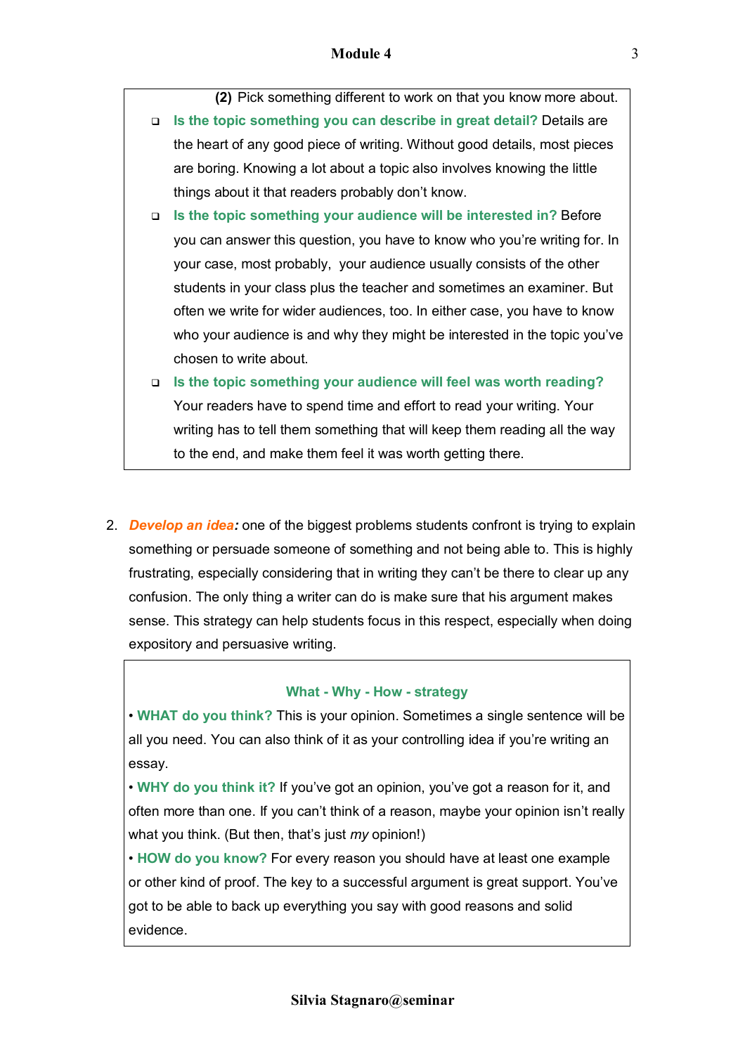**(2)** Pick something different to work on that you know more about.

- **Is the topic something you can describe in great detail?** Details are the heart of any good piece of writing. Without good details, most pieces are boring. Knowing a lot about a topic also involves knowing the little things about it that readers probably don't know.
- **Is the topic something your audience will be interested in?** Before you can answer this question, you have to know who you're writing for. In your case, most probably, your audience usually consists of the other students in your class plus the teacher and sometimes an examiner. But often we write for wider audiences, too. In either case, you have to know who your audience is and why they might be interested in the topic you've chosen to write about.
- **Is the topic something your audience will feel was worth reading?** Your readers have to spend time and effort to read your writing. Your writing has to tell them something that will keep them reading all the way to the end, and make them feel it was worth getting there.

2. ***Develop an idea:*** one of the biggest problems students confront is trying to explain something or persuade someone of something and not being able to. This is highly frustrating, especially considering that in writing they can't be there to clear up any confusion. The only thing a writer can do is make sure that his argument makes sense. This strategy can help students focus in this respect, especially when doing expository and persuasive writing.

**What - Why - How - strategy**

- **WHAT do you think?** This is your opinion. Sometimes a single sentence will be all you need. You can also think of it as your controlling idea if you're writing an essay.
- **WHY do you think it?** If you've got an opinion, you've got a reason for it, and often more than one. If you can't think of a reason, maybe your opinion isn't really what you think. (But then, that's just *my* opinion!)
- **HOW do you know?** For every reason you should have at least one example or other kind of proof. The key to a successful argument is great support. You've got to be able to back up everything you say with good reasons and solid evidence.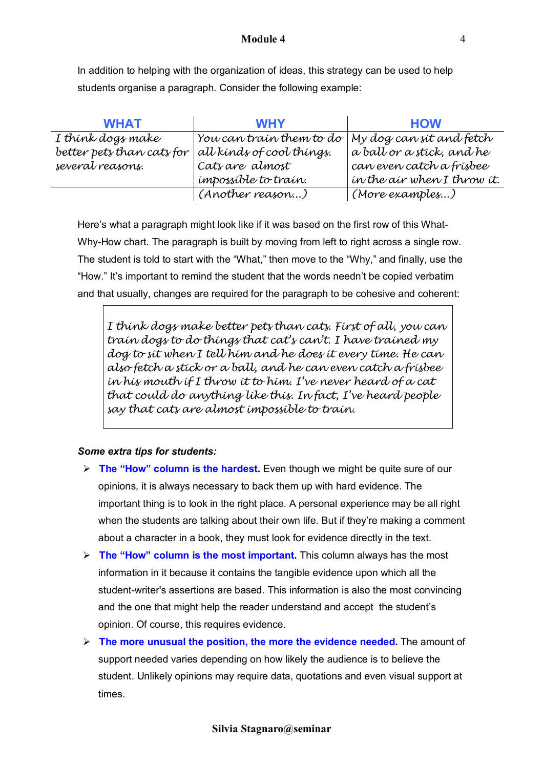In addition to helping with the organization of ideas, this strategy can be used to help students organise a paragraph. Consider the following example:

| WHAT | WHY | HOW |
|---|---|---|
| I think dogs make better pets than cats for several reasons. | You can train them to do all kinds of cool things. Cats are almost impossible to train. | My dog can sit and fetch a ball or a stick, and he can even catch a frisbee in the air when I throw it. |
| | (Another reason…) | (More examples…) |

Here's what a paragraph might look like if it was based on the first row of this What-Why-How chart. The paragraph is built by moving from left to right across a single row. The student is told to start with the "What," then move to the "Why," and finally, use the "How." It's important to remind the student that the words needn't be copied verbatim and that usually, changes are required for the paragraph to be cohesive and coherent:

> *I think dogs make better pets than cats. First of all, you can train dogs to do things that cat's can't. I have trained my dog to sit when I tell him and he does it every time. He can also fetch a stick or a ball, and he can even catch a frisbee in his mouth if I throw it to him. I've never heard of a cat that could do anything like this. In fact, I've heard people say that cats are almost impossible to train.*

***Some extra tips for students:***

- **The "How" column is the hardest.** Even though we might be quite sure of our opinions, it is always necessary to back them up with hard evidence. The important thing is to look in the right place. A personal experience may be all right when the students are talking about their own life. But if they're making a comment about a character in a book, they must look for evidence directly in the text.
- **The "How" column is the most important.** This column always has the most information in it because it contains the tangible evidence upon which all the student-writer's assertions are based. This information is also the most convincing and the one that might help the reader understand and accept the student's opinion. Of course, this requires evidence.
- **The more unusual the position, the more the evidence needed.** The amount of support needed varies depending on how likely the audience is to believe the student. Unlikely opinions may require data, quotations and even visual support at times.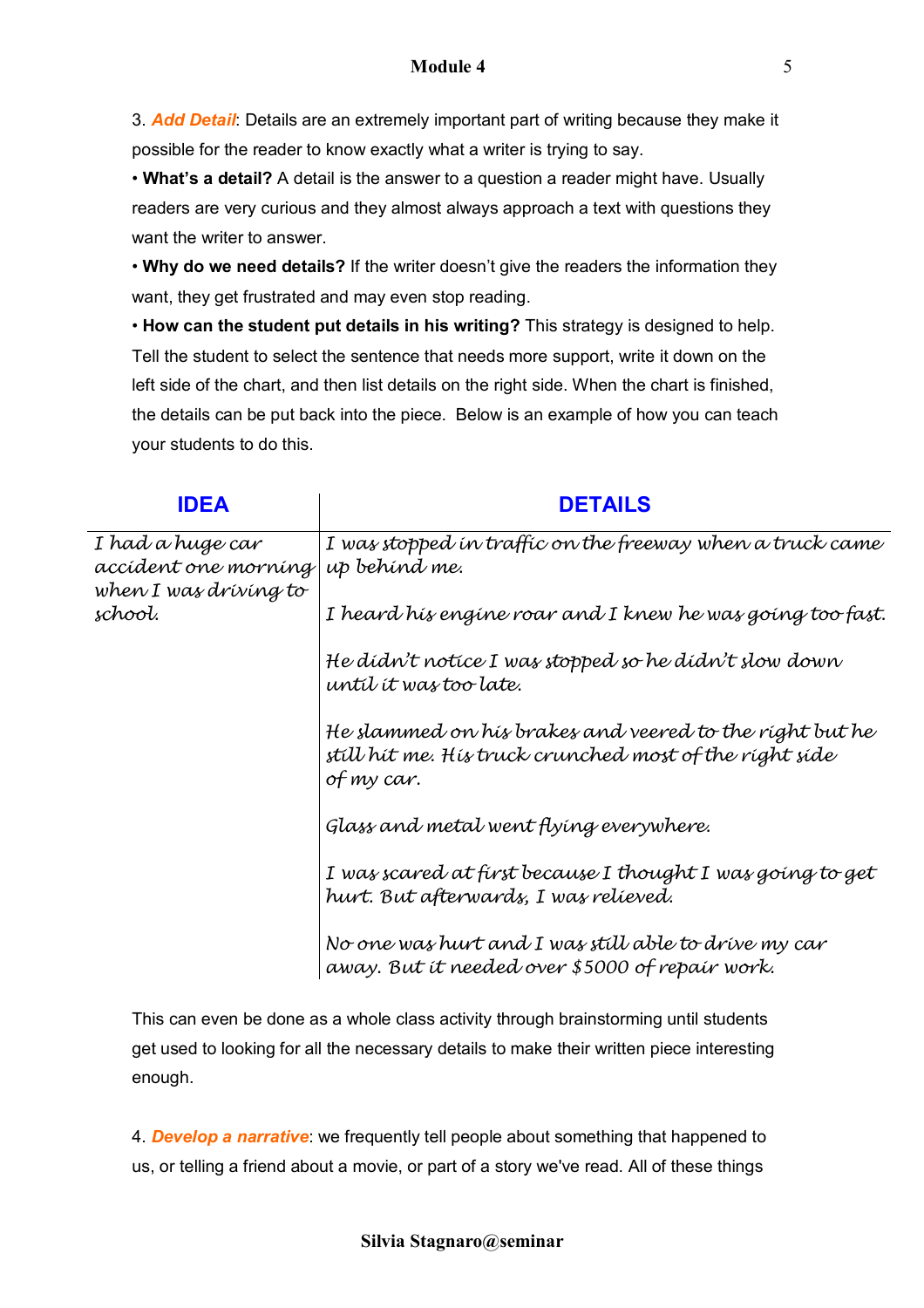3. ***Add Detail***: Details are an extremely important part of writing because they make it possible for the reader to know exactly what a writer is trying to say.

• **What's a detail?** A detail is the answer to a question a reader might have. Usually readers are very curious and they almost always approach a text with questions they want the writer to answer.

• **Why do we need details?** If the writer doesn't give the readers the information they want, they get frustrated and may even stop reading.

• **How can the student put details in his writing?** This strategy is designed to help. Tell the student to select the sentence that needs more support, write it down on the left side of the chart, and then list details on the right side. When the chart is finished, the details can be put back into the piece.  Below is an example of how you can teach your students to do this.

| IDEA | DETAILS |
|---|---|
| *I had a huge car accident one morning when I was driving to school.* | *I was stopped in traffic on the freeway when a truck came up behind me.* |
| | *I heard his engine roar and I knew he was going too fast.* |
| | *He didn't notice I was stopped so he didn't slow down until it was too late.* |
| | *He slammed on his brakes and veered to the right but he still hit me. His truck crunched most of the right side of my car.* |
| | *Glass and metal went flying everywhere.* |
| | *I was scared at first because I thought I was going to get hurt. But afterwards, I was relieved.* |
| | *No one was hurt and I was still able to drive my car away. But it needed over $5000 of repair work.* |

This can even be done as a whole class activity through brainstorming until students get used to looking for all the necessary details to make their written piece interesting enough.

4. ***Develop a narrative***: we frequently tell people about something that happened to us, or telling a friend about a movie, or part of a story we've read. All of these things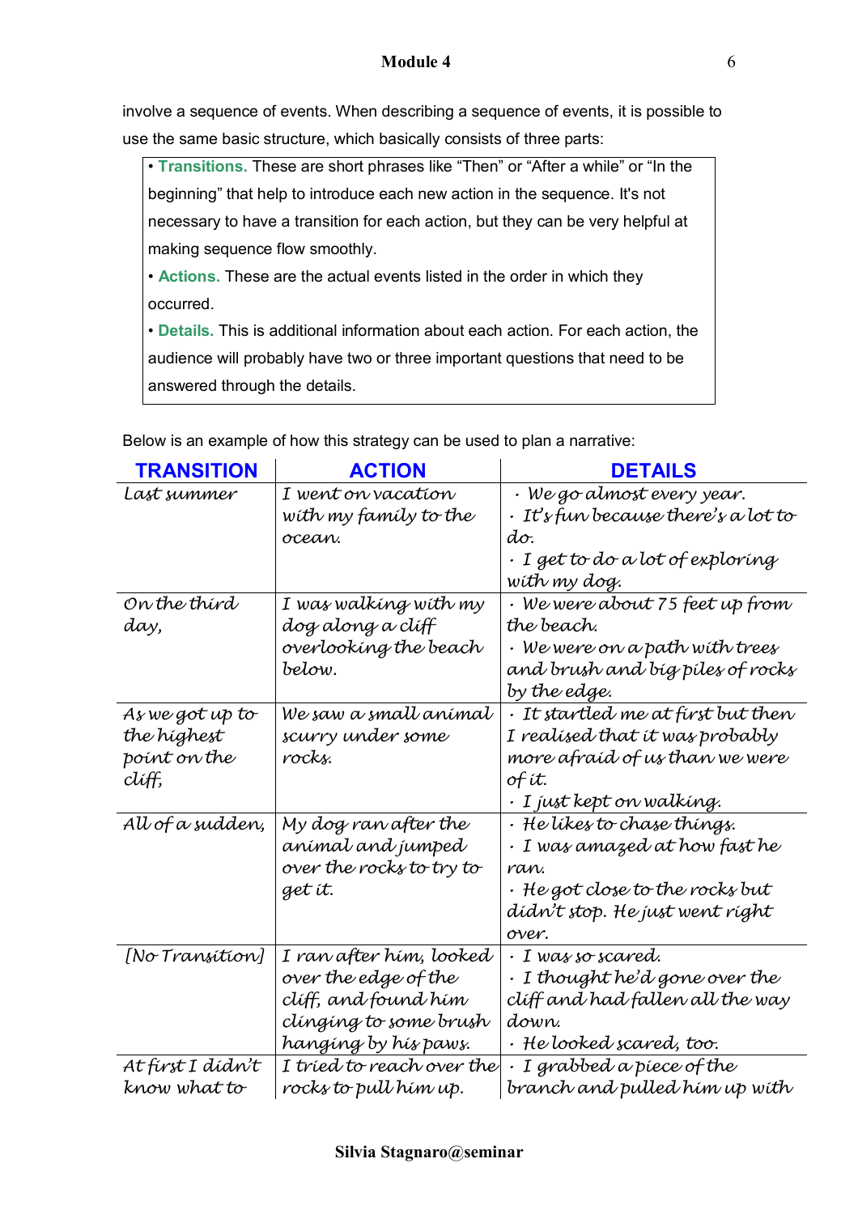involve a sequence of events. When describing a sequence of events, it is possible to use the same basic structure, which basically consists of three parts:

> • **Transitions.** These are short phrases like "Then" or "After a while" or "In the beginning" that help to introduce each new action in the sequence. It's not necessary to have a transition for each action, but they can be very helpful at making sequence flow smoothly.
>
> • **Actions.** These are the actual events listed in the order in which they occurred.
>
> • **Details.** This is additional information about each action. For each action, the audience will probably have two or three important questions that need to be answered through the details.

Below is an example of how this strategy can be used to plan a narrative:

| TRANSITION | ACTION | DETAILS |
|---|---|---|
| *Last summer* | *I went on vacation with my family to the ocean.* | *· We go almost every year.*<br>*· It's fun because there's a lot to do.*<br>*· I get to do a lot of exploring with my dog.* |
| *On the third day,* | *I was walking with my dog along a cliff overlooking the beach below.* | *· We were about 75 feet up from the beach.*<br>*· We were on a path with trees and brush and big piles of rocks by the edge.* |
| *As we got up to the highest point on the cliff,* | *We saw a small animal scurry under some rocks.* | *· It startled me at first but then I realised that it was probably more afraid of us than we were of it.*<br>*· I just kept on walking.* |
| *All of a sudden,* | *My dog ran after the animal and jumped over the rocks to try to get it.* | *· He likes to chase things.*<br>*· I was amazed at how fast he ran.*<br>*· He got close to the rocks but didn't stop. He just went right over.* |
| *[No Transition]* | *I ran after him, looked over the edge of the cliff, and found him clinging to some brush hanging by his paws.* | *· I was so scared.*<br>*· I thought he'd gone over the cliff and had fallen all the way down.*<br>*· He looked scared, too.* |
| *At first I didn't know what to* | *I tried to reach over the rocks to pull him up.* | *· I grabbed a piece of the branch and pulled him up with* |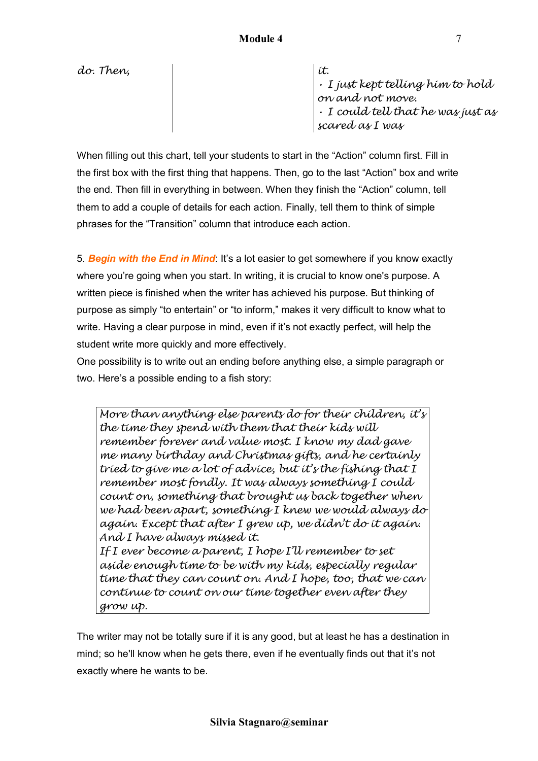| | | |
|---|---|---|
| do. Then, | | it.<br>· I just kept telling him to hold on and not move.<br>· I could tell that he was just as scared as I was |

When filling out this chart, tell your students to start in the "Action" column first. Fill in the first box with the first thing that happens. Then, go to the last "Action" box and write the end. Then fill in everything in between. When they finish the "Action" column, tell them to add a couple of details for each action. Finally, tell them to think of simple phrases for the "Transition" column that introduce each action.

5. ***Begin with the End in Mind***: It's a lot easier to get somewhere if you know exactly where you're going when you start. In writing, it is crucial to know one's purpose. A written piece is finished when the writer has achieved his purpose. But thinking of purpose as simply "to entertain" or "to inform," makes it very difficult to know what to write. Having a clear purpose in mind, even if it's not exactly perfect, will help the student write more quickly and more effectively.

One possibility is to write out an ending before anything else, a simple paragraph or two. Here's a possible ending to a fish story:

> More than anything else parents do for their children, it's the time they spend with them that their kids will remember forever and value most. I know my dad gave me many birthday and Christmas gifts, and he certainly tried to give me a lot of advice, but it's the fishing that I remember most fondly. It was always something I could count on, something that brought us back together when we had been apart, something I knew we would always do again. Except that after I grew up, we didn't do it again. And I have always missed it.
> If I ever become a parent, I hope I'll remember to set aside enough time to be with my kids, especially regular time that they can count on. And I hope, too, that we can continue to count on our time together even after they grow up.

The writer may not be totally sure if it is any good, but at least he has a destination in mind; so he'll know when he gets there, even if he eventually finds out that it's not exactly where he wants to be.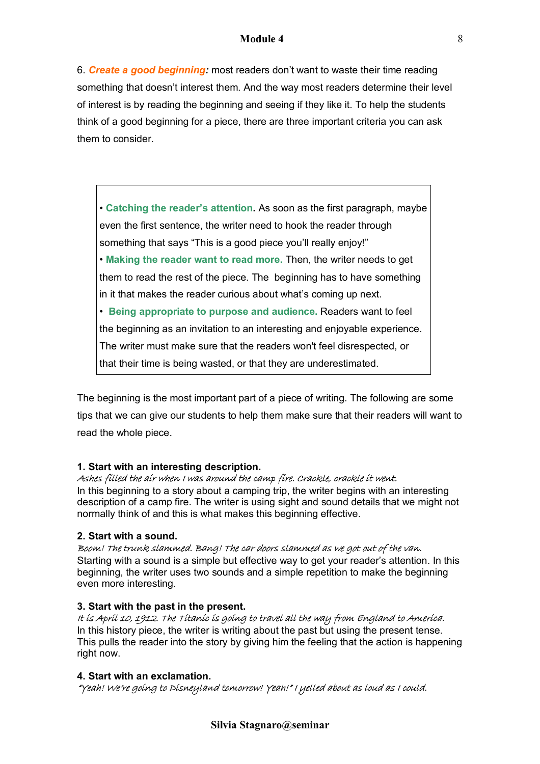6. ***Create a good beginning:*** most readers don't want to waste their time reading something that doesn't interest them. And the way most readers determine their level of interest is by reading the beginning and seeing if they like it. To help the students think of a good beginning for a piece, there are three important criteria you can ask them to consider.

> • **Catching the reader's attention.** As soon as the first paragraph, maybe even the first sentence, the writer need to hook the reader through something that says "This is a good piece you'll really enjoy!"
> • **Making the reader want to read more.** Then, the writer needs to get them to read the rest of the piece. The beginning has to have something in it that makes the reader curious about what's coming up next.
> • **Being appropriate to purpose and audience.** Readers want to feel the beginning as an invitation to an interesting and enjoyable experience. The writer must make sure that the readers won't feel disrespected, or that their time is being wasted, or that they are underestimated.

The beginning is the most important part of a piece of writing. The following are some tips that we can give our students to help them make sure that their readers will want to read the whole piece.

**1. Start with an interesting description.**
*Ashes filled the air when I was around the camp fire. Crackle, crackle it went.*
In this beginning to a story about a camping trip, the writer begins with an interesting description of a camp fire. The writer is using sight and sound details that we might not normally think of and this is what makes this beginning effective.

**2. Start with a sound.**
*Boom! The trunk slammed. Bang! The car doors slammed as we got out of the van.*
Starting with a sound is a simple but effective way to get your reader's attention. In this beginning, the writer uses two sounds and a simple repetition to make the beginning even more interesting.

**3. Start with the past in the present.**
*It is April 10, 1912. The Titanic is going to travel all the way from England to America.*
In this history piece, the writer is writing about the past but using the present tense. This pulls the reader into the story by giving him the feeling that the action is happening right now.

**4. Start with an exclamation.**
*"Yeah! We're going to Disneyland tomorrow! Yeah!" I yelled about as loud as I could.*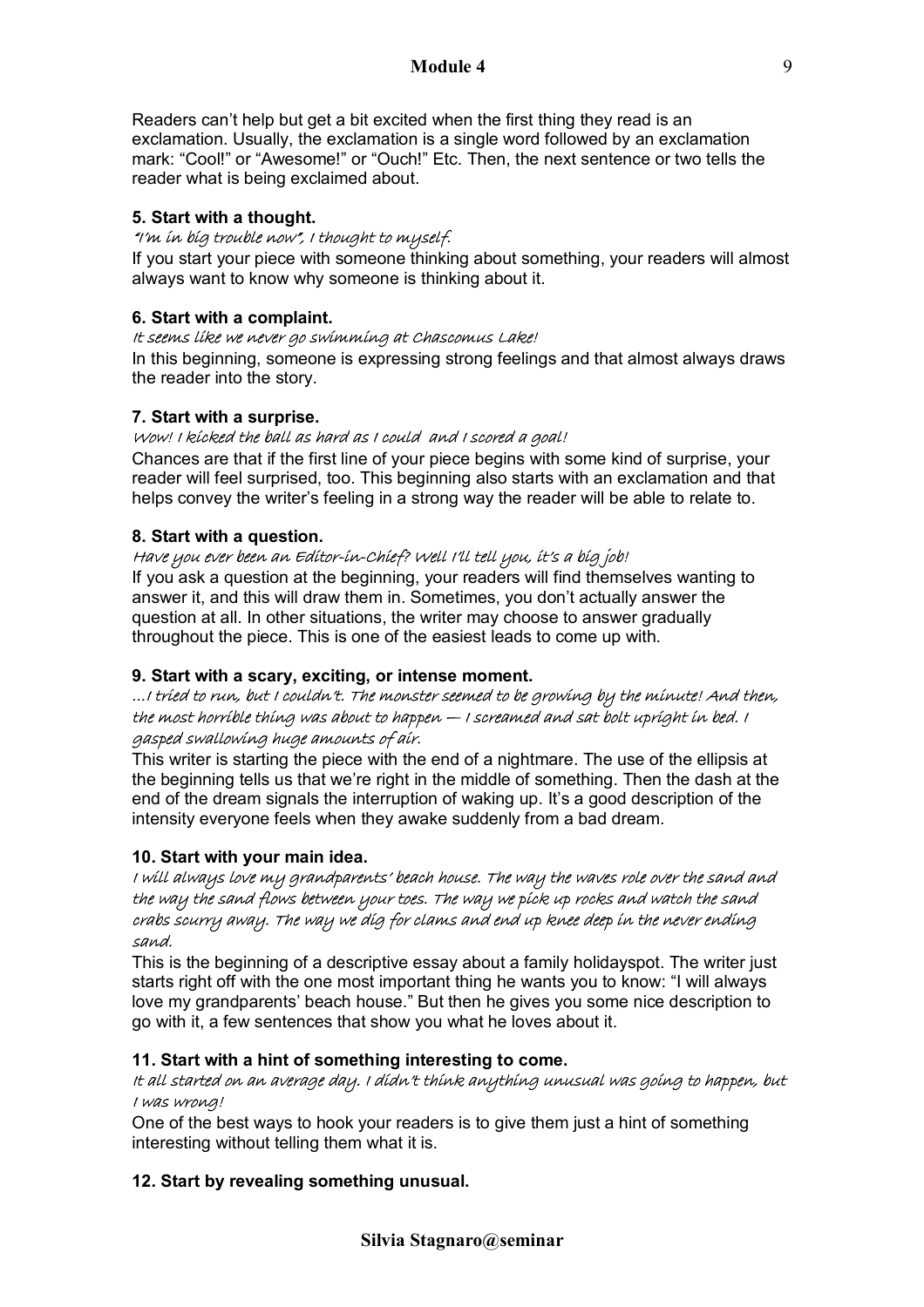Readers can't help but get a bit excited when the first thing they read is an exclamation. Usually, the exclamation is a single word followed by an exclamation mark: "Cool!" or "Awesome!" or "Ouch!" Etc. Then, the next sentence or two tells the reader what is being exclaimed about.

**5. Start with a thought.**

*"I'm in big trouble now", I thought to myself.*

If you start your piece with someone thinking about something, your readers will almost always want to know why someone is thinking about it.

**6. Start with a complaint.**

*It seems like we never go swimming at Chascomus Lake!*

In this beginning, someone is expressing strong feelings and that almost always draws the reader into the story.

**7. Start with a surprise.**

*Wow! I kicked the ball as hard as I could and I scored a goal!*

Chances are that if the first line of your piece begins with some kind of surprise, your reader will feel surprised, too. This beginning also starts with an exclamation and that helps convey the writer's feeling in a strong way the reader will be able to relate to.

**8. Start with a question.**

*Have you ever been an Editor-in-Chief? Well I'll tell you, it's a big job!*

If you ask a question at the beginning, your readers will find themselves wanting to answer it, and this will draw them in. Sometimes, you don't actually answer the question at all. In other situations, the writer may choose to answer gradually throughout the piece. This is one of the easiest leads to come up with.

**9. Start with a scary, exciting, or intense moment.**

*...I tried to run, but I couldn't. The monster seemed to be growing by the minute! And then, the most horrible thing was about to happen — I screamed and sat bolt upright in bed. I gasped swallowing huge amounts of air.*

This writer is starting the piece with the end of a nightmare. The use of the ellipsis at the beginning tells us that we're right in the middle of something. Then the dash at the end of the dream signals the interruption of waking up. It's a good description of the intensity everyone feels when they awake suddenly from a bad dream.

**10. Start with your main idea.**

*I will always love my grandparents' beach house. The way the waves role over the sand and the way the sand flows between your toes. The way we pick up rocks and watch the sand crabs scurry away. The way we dig for clams and end up knee deep in the never ending sand.*

This is the beginning of a descriptive essay about a family holidayspot. The writer just starts right off with the one most important thing he wants you to know: "I will always love my grandparents' beach house." But then he gives you some nice description to go with it, a few sentences that show you what he loves about it.

**11. Start with a hint of something interesting to come.**

*It all started on an average day. I didn't think anything unusual was going to happen, but I was wrong!*

One of the best ways to hook your readers is to give them just a hint of something interesting without telling them what it is.

**12. Start by revealing something unusual.**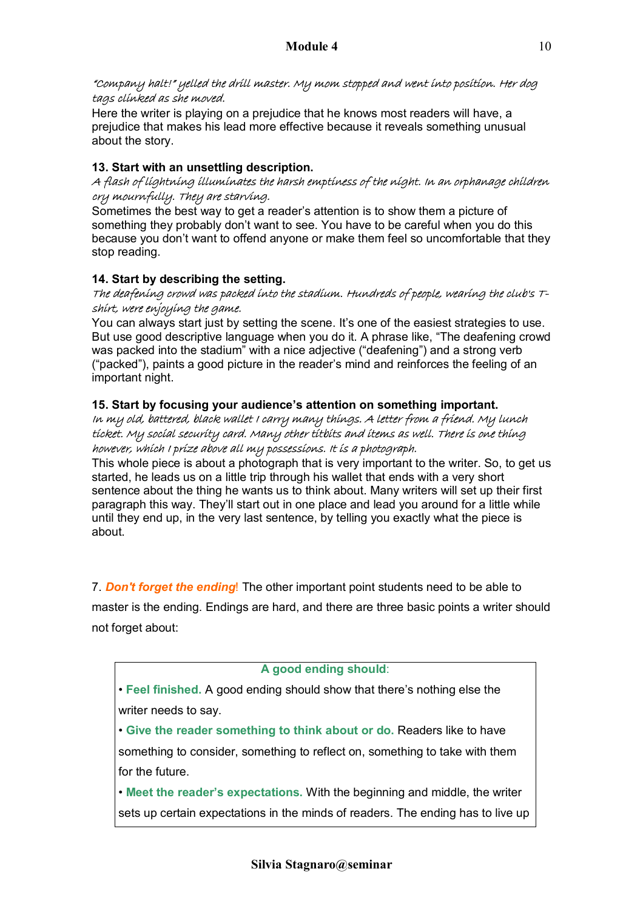*"Company halt!" yelled the drill master. My mom stopped and went into position. Her dog tags clinked as she moved.*

Here the writer is playing on a prejudice that he knows most readers will have, a prejudice that makes his lead more effective because it reveals something unusual about the story.

**13. Start with an unsettling description.**

*A flash of lightning illuminates the harsh emptiness of the night. In an orphanage children cry mournfully. They are starving.*

Sometimes the best way to get a reader's attention is to show them a picture of something they probably don't want to see. You have to be careful when you do this because you don't want to offend anyone or make them feel so uncomfortable that they stop reading.

**14. Start by describing the setting.**

*The deafening crowd was packed into the stadium. Hundreds of people, wearing the club's T-shirt, were enjoying the game.*

You can always start just by setting the scene. It's one of the easiest strategies to use. But use good descriptive language when you do it. A phrase like, "The deafening crowd was packed into the stadium" with a nice adjective ("deafening") and a strong verb ("packed"), paints a good picture in the reader's mind and reinforces the feeling of an important night.

**15. Start by focusing your audience's attention on something important.**

*In my old, battered, black wallet I carry many things. A letter from a friend. My lunch ticket. My social security card. Many other titbits and items as well. There is one thing however, which I prize above all my possessions. It is a photograph.*

This whole piece is about a photograph that is very important to the writer. So, to get us started, he leads us on a little trip through his wallet that ends with a very short sentence about the thing he wants us to think about. Many writers will set up their first paragraph this way. They'll start out in one place and lead you around for a little while until they end up, in the very last sentence, by telling you exactly what the piece is about.

7. ***Don't forget the ending***! The other important point students need to be able to master is the ending. Endings are hard, and there are three basic points a writer should not forget about:

> **A good ending should**:
>
> - **Feel finished.** A good ending should show that there's nothing else the writer needs to say.
> - **Give the reader something to think about or do.** Readers like to have something to consider, something to reflect on, something to take with them for the future.
> - **Meet the reader's expectations.** With the beginning and middle, the writer sets up certain expectations in the minds of readers. The ending has to live up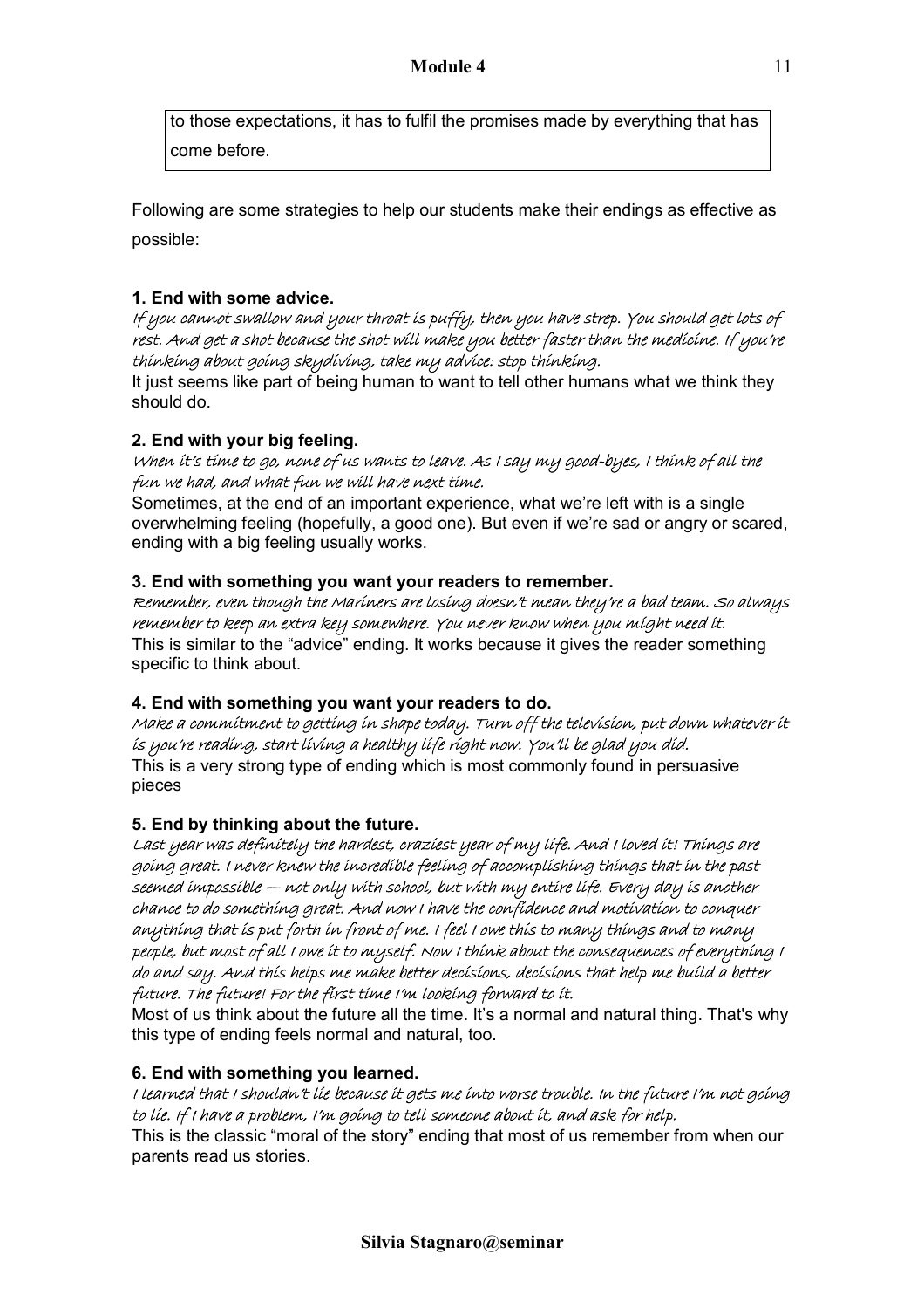to those expectations, it has to fulfil the promises made by everything that has come before.

Following are some strategies to help our students make their endings as effective as possible:

**1. End with some advice.**

*If you cannot swallow and your throat is puffy, then you have strep. You should get lots of rest. And get a shot because the shot will make you better faster than the medicine. If you're thinking about going skydiving, take my advice: stop thinking.*

It just seems like part of being human to want to tell other humans what we think they should do.

**2. End with your big feeling.**

*When it's time to go, none of us wants to leave. As I say my good-byes, I think of all the fun we had, and what fun we will have next time.*

Sometimes, at the end of an important experience, what we're left with is a single overwhelming feeling (hopefully, a good one). But even if we're sad or angry or scared, ending with a big feeling usually works.

**3. End with something you want your readers to remember.**

*Remember, even though the Mariners are losing doesn't mean they're a bad team. So always remember to keep an extra key somewhere. You never know when you might need it.*

This is similar to the "advice" ending. It works because it gives the reader something specific to think about.

**4. End with something you want your readers to do.**

*Make a commitment to getting in shape today. Turn off the television, put down whatever it is you're reading, start living a healthy life right now. You'll be glad you did.*

This is a very strong type of ending which is most commonly found in persuasive pieces

**5. End by thinking about the future.**

*Last year was definitely the hardest, craziest year of my life. And I loved it! Things are going great. I never knew the incredible feeling of accomplishing things that in the past seemed impossible — not only with school, but with my entire life. Every day is another chance to do something great. And now I have the confidence and motivation to conquer anything that is put forth in front of me. I feel I owe this to many things and to many people, but most of all I owe it to myself. Now I think about the consequences of everything I do and say. And this helps me make better decisions, decisions that help me build a better future. The future! For the first time I'm looking forward to it.*

Most of us think about the future all the time. It's a normal and natural thing. That's why this type of ending feels normal and natural, too.

**6. End with something you learned.**

*I learned that I shouldn't lie because it gets me into worse trouble. In the future I'm not going to lie. If I have a problem, I'm going to tell someone about it, and ask for help.*

This is the classic "moral of the story" ending that most of us remember from when our parents read us stories.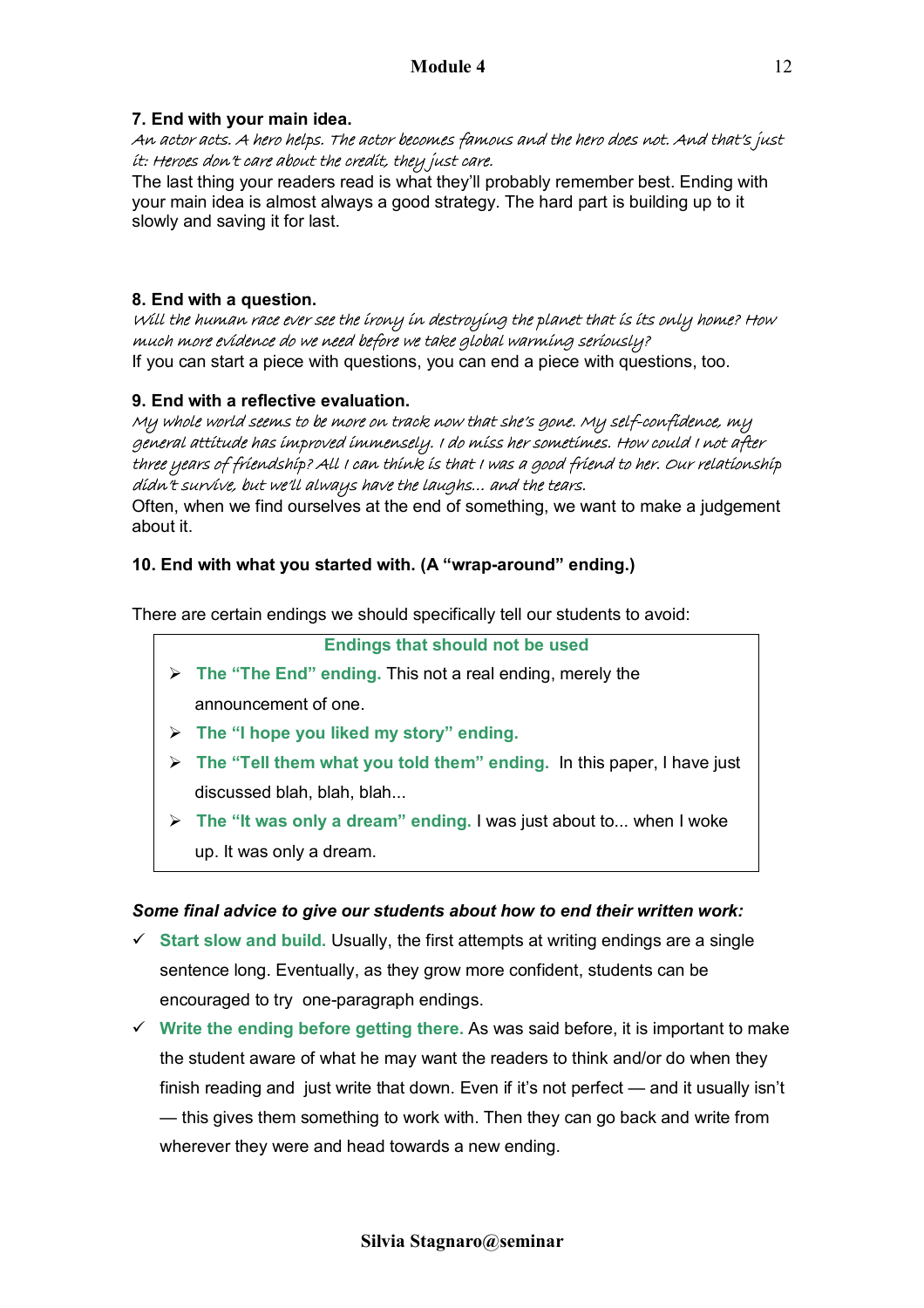### 7. End with your main idea.

*An actor acts. A hero helps. The actor becomes famous and the hero does not. And that's just it: Heroes don't care about the credit, they just care.*

The last thing your readers read is what they'll probably remember best. Ending with your main idea is almost always a good strategy. The hard part is building up to it slowly and saving it for last.

### 8. End with a question.

*Will the human race ever see the irony in destroying the planet that is its only home? How much more evidence do we need before we take global warming seriously?*

If you can start a piece with questions, you can end a piece with questions, too.

### 9. End with a reflective evaluation.

*My whole world seems to be more on track now that she's gone. My self-confidence, my general attitude has improved immensely. I do miss her sometimes. How could I not after three years of friendship? All I can think is that I was a good friend to her. Our relationship didn't survive, but we'll always have the laughs... and the tears.*

Often, when we find ourselves at the end of something, we want to make a judgement about it.

### 10. End with what you started with. (A "wrap-around" ending.)

There are certain endings we should specifically tell our students to avoid:

**Endings that should not be used**

- **The "The End" ending.** This not a real ending, merely the announcement of one.
- **The "I hope you liked my story" ending.**
- **The "Tell them what you told them" ending.** In this paper, I have just discussed blah, blah, blah...
- **The "It was only a dream" ending.** I was just about to... when I woke up. It was only a dream.

***Some final advice to give our students about how to end their written work:***

- ✓ **Start slow and build.** Usually, the first attempts at writing endings are a single sentence long. Eventually, as they grow more confident, students can be encouraged to try one-paragraph endings.
- ✓ **Write the ending before getting there.** As was said before, it is important to make the student aware of what he may want the readers to think and/or do when they finish reading and just write that down. Even if it's not perfect — and it usually isn't — this gives them something to work with. Then they can go back and write from wherever they were and head towards a new ending.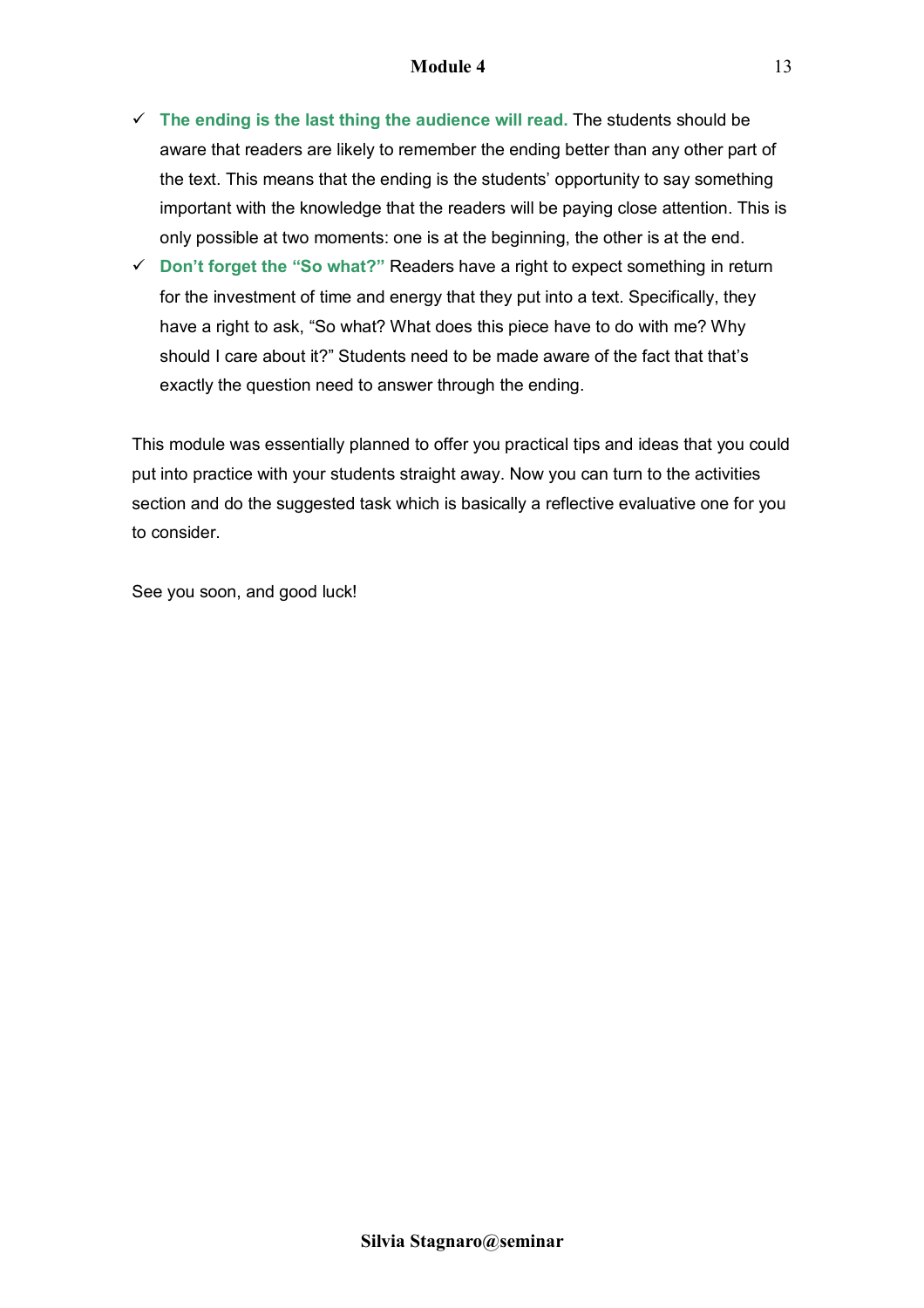- ✓ **The ending is the last thing the audience will read.** The students should be aware that readers are likely to remember the ending better than any other part of the text. This means that the ending is the students' opportunity to say something important with the knowledge that the readers will be paying close attention. This is only possible at two moments: one is at the beginning, the other is at the end.
- ✓ **Don't forget the "So what?"** Readers have a right to expect something in return for the investment of time and energy that they put into a text. Specifically, they have a right to ask, "So what? What does this piece have to do with me? Why should I care about it?" Students need to be made aware of the fact that that's exactly the question need to answer through the ending.

This module was essentially planned to offer you practical tips and ideas that you could put into practice with your students straight away. Now you can turn to the activities section and do the suggested task which is basically a reflective evaluative one for you to consider.

See you soon, and good luck!